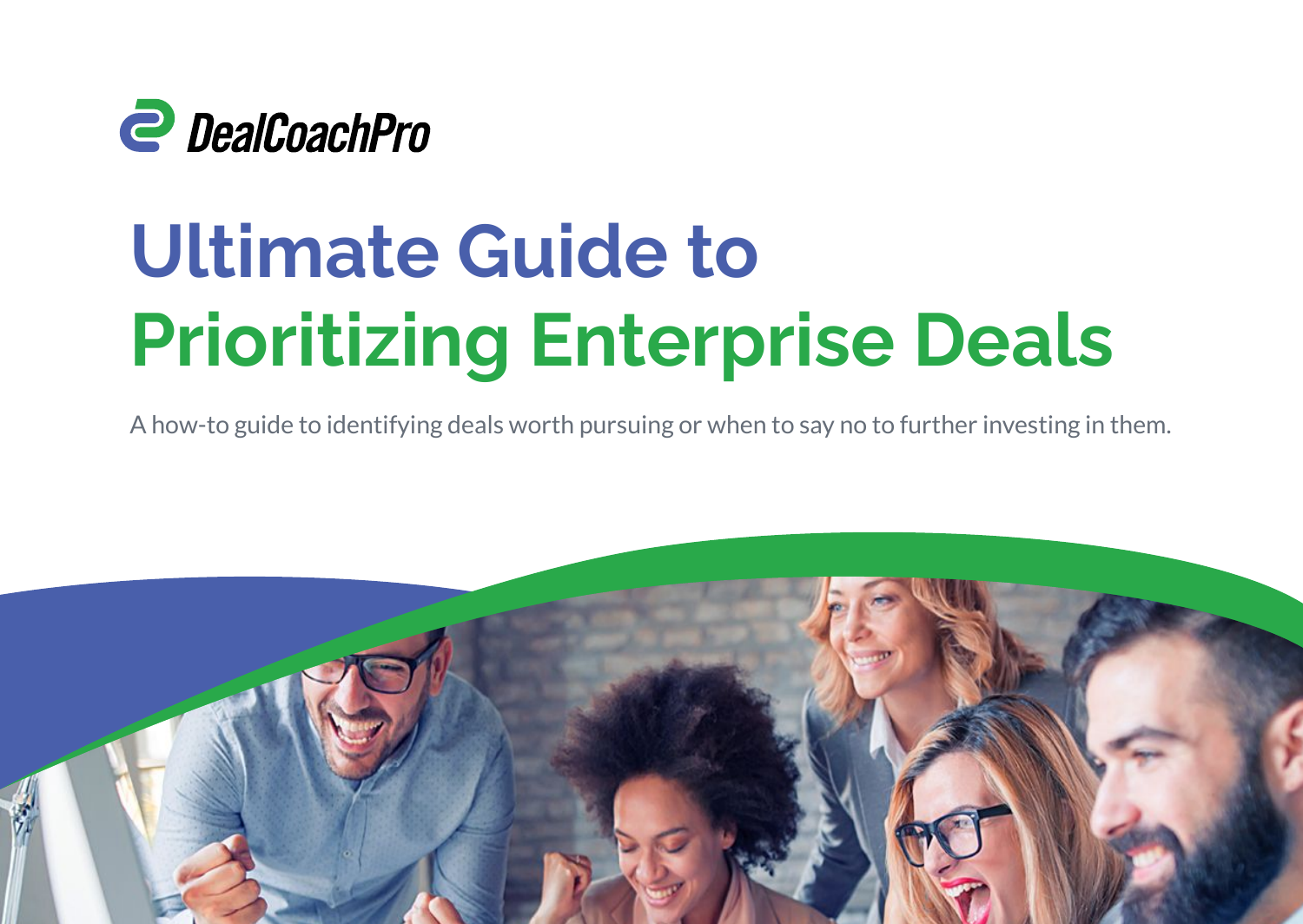DealCoachPro

# Ultimate Guide to Prioritizing Enterprise Deals

A how-to guide to identifying deals worth pursuing or when to say no to further investing in them.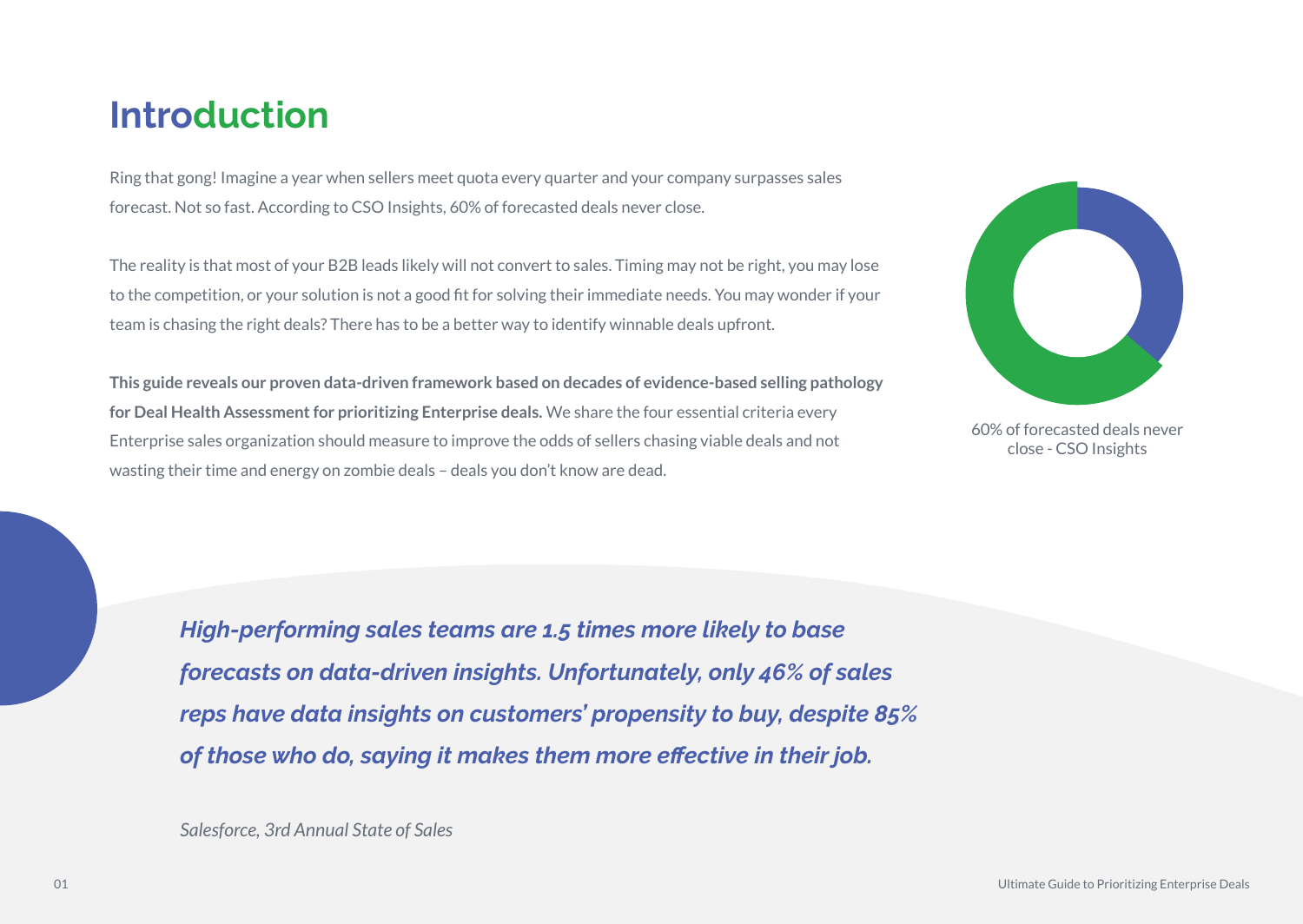# Introduction

Ring that gong! Imagine a year when sellers meet quota every quarter and your company surpasses sales forecast. Not so fast. According to CSO Insights, 60% of forecasted deals never close.

The reality is that most of your B2B leads likely will not convert to sales. Timing may not be right, you may lose to the competition, or your solution is not a good fit for solving their immediate needs. You may wonder if your team is chasing the right deals? There has to be a better way to identify winnable deals upfront.

**This guide reveals our proven data-driven framework based on decades of evidence-based selling pathology for Deal Health Assessment for prioritizing Enterprise deals.** We share the four essential criteria every Enterprise sales organization should measure to improve the odds of sellers chasing viable deals and not wasting their time and energy on zombie deals – deals you don't know are dead.

60% of forecasted deals never close - CSO Insights

***High-performing sales teams are 1.5 times more likely to base forecasts on data-driven insights. Unfortunately, only 46% of sales reps have data insights on customers' propensity to buy, despite 85% of those who do, saying it makes them more effective in their job.***

*Salesforce, 3rd Annual State of Sales*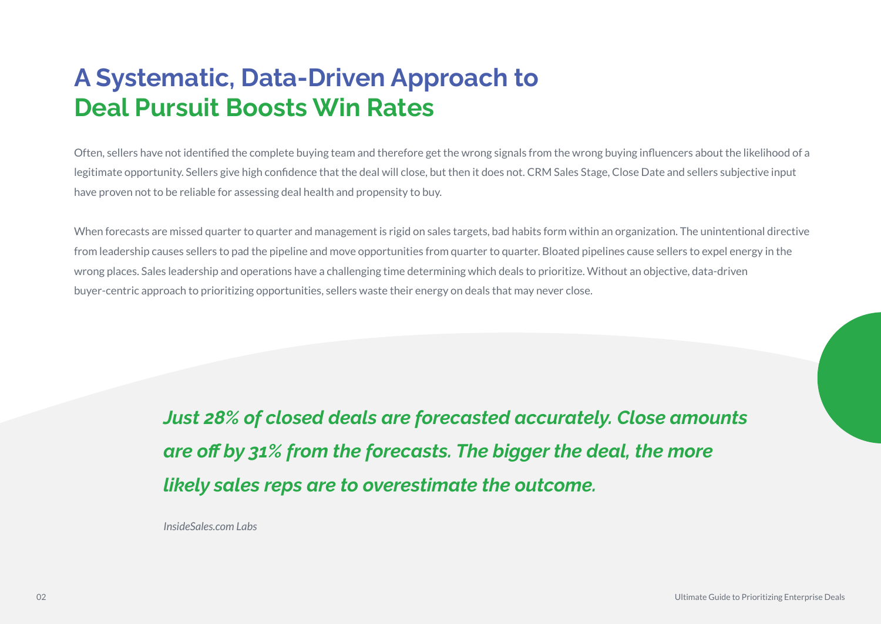# A Systematic, Data-Driven Approach to Deal Pursuit Boosts Win Rates

Often, sellers have not identified the complete buying team and therefore get the wrong signals from the wrong buying influencers about the likelihood of a legitimate opportunity. Sellers give high confidence that the deal will close, but then it does not. CRM Sales Stage, Close Date and sellers subjective input have proven not to be reliable for assessing deal health and propensity to buy.

When forecasts are missed quarter to quarter and management is rigid on sales targets, bad habits form within an organization. The unintentional directive from leadership causes sellers to pad the pipeline and move opportunities from quarter to quarter. Bloated pipelines cause sellers to expel energy in the wrong places. Sales leadership and operations have a challenging time determining which deals to prioritize. Without an objective, data-driven buyer-centric approach to prioritizing opportunities, sellers waste their energy on deals that may never close.

> ***Just 28% of closed deals are forecasted accurately. Close amounts are off by 31% from the forecasts. The bigger the deal, the more likely sales reps are to overestimate the outcome.***
>
> *InsideSales.com Labs*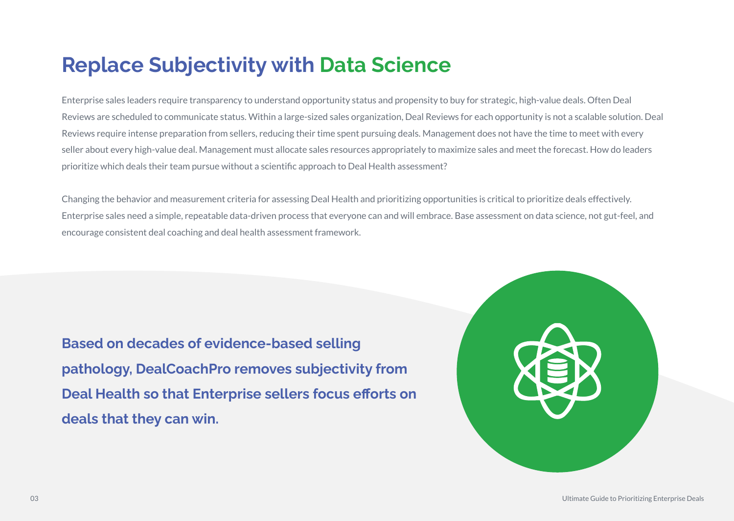# Replace Subjectivity with Data Science

Enterprise sales leaders require transparency to understand opportunity status and propensity to buy for strategic, high-value deals. Often Deal Reviews are scheduled to communicate status. Within a large-sized sales organization, Deal Reviews for each opportunity is not a scalable solution. Deal Reviews require intense preparation from sellers, reducing their time spent pursuing deals. Management does not have the time to meet with every seller about every high-value deal. Management must allocate sales resources appropriately to maximize sales and meet the forecast. How do leaders prioritize which deals their team pursue without a scientific approach to Deal Health assessment?

Changing the behavior and measurement criteria for assessing Deal Health and prioritizing opportunities is critical to prioritize deals effectively. Enterprise sales need a simple, repeatable data-driven process that everyone can and will embrace. Base assessment on data science, not gut-feel, and encourage consistent deal coaching and deal health assessment framework.

**Based on decades of evidence-based selling pathology, DealCoachPro removes subjectivity from Deal Health so that Enterprise sellers focus efforts on deals that they can win.**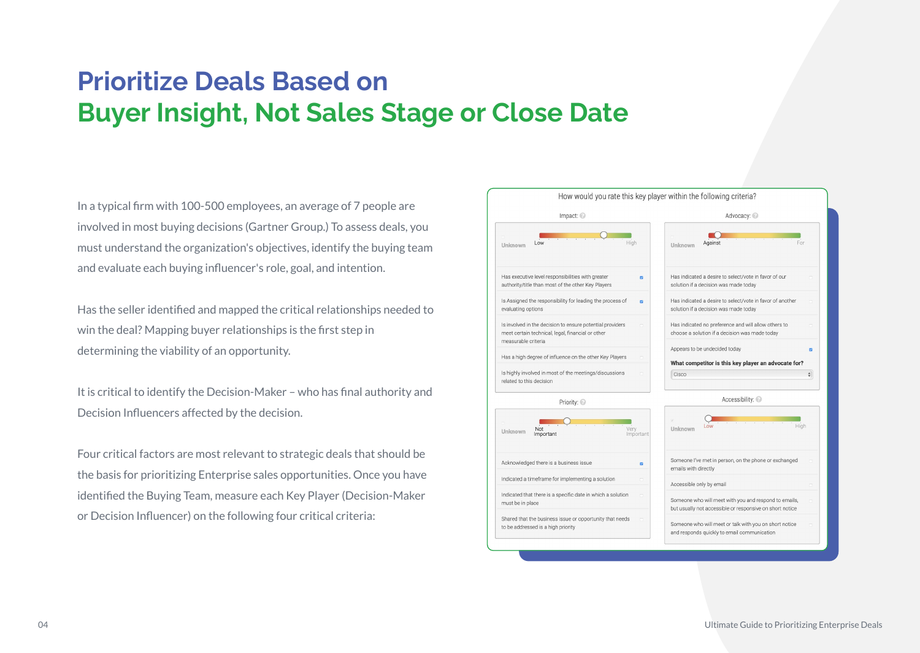# Prioritize Deals Based on Buyer Insight, Not Sales Stage or Close Date

In a typical firm with 100-500 employees, an average of 7 people are involved in most buying decisions (Gartner Group.) To assess deals, you must understand the organization's objectives, identify the buying team and evaluate each buying influencer's role, goal, and intention.

Has the seller identified and mapped the critical relationships needed to win the deal? Mapping buyer relationships is the first step in determining the viability of an opportunity.

It is critical to identify the Decision-Maker – who has final authority and Decision Influencers affected by the decision.

Four critical factors are most relevant to strategic deals that should be the basis for prioritizing Enterprise sales opportunities. Once you have identified the Buying Team, measure each Key Player (Decision-Maker or Decision Influencer) on the following four critical criteria:

How would you rate this key player within the following criteria?

**Impact:**

Unknown — Low — High

- Has executive level responsibilities with greater authority/title than most of the other Key Players
- Is Assigned the responsibility for leading the process of evaluating options
- Is involved in the decision to ensure potential providers meet certain technical, legal, financial or other measurable criteria
- Has a high degree of influence on the other Key Players
- Is highly involved in most of the meetings/discussions related to this decision

**Advocacy:**

Unknown — Against — For

- Has indicated a desire to select/vote in favor of our solution if a decision was made today
- Has indicated a desire to select/vote in favor of another solution if a decision was made today
- Has indicated no preference and will allow others to choose a solution if a decision was made today
- Appears to be undecided today

**What competitor is this key player an advocate for?** Cisco

**Priority:**

Unknown — Not Important — Very Important

- Acknowledged there is a business issue
- Indicated a timeframe for implementing a solution
- Indicated that there is a specific date in which a solution must be in place
- Shared that the business issue or opportunity that needs to be addressed is a high priority

**Accessibility:**

Unknown — Low — High

- Someone I've met in person, on the phone or exchanged emails with directly
- Accessible only by email
- Someone who will meet with you and respond to emails, but usually not accessible or responsive on short notice
- Someone who will meet or talk with you on short notice and responds quickly to email communication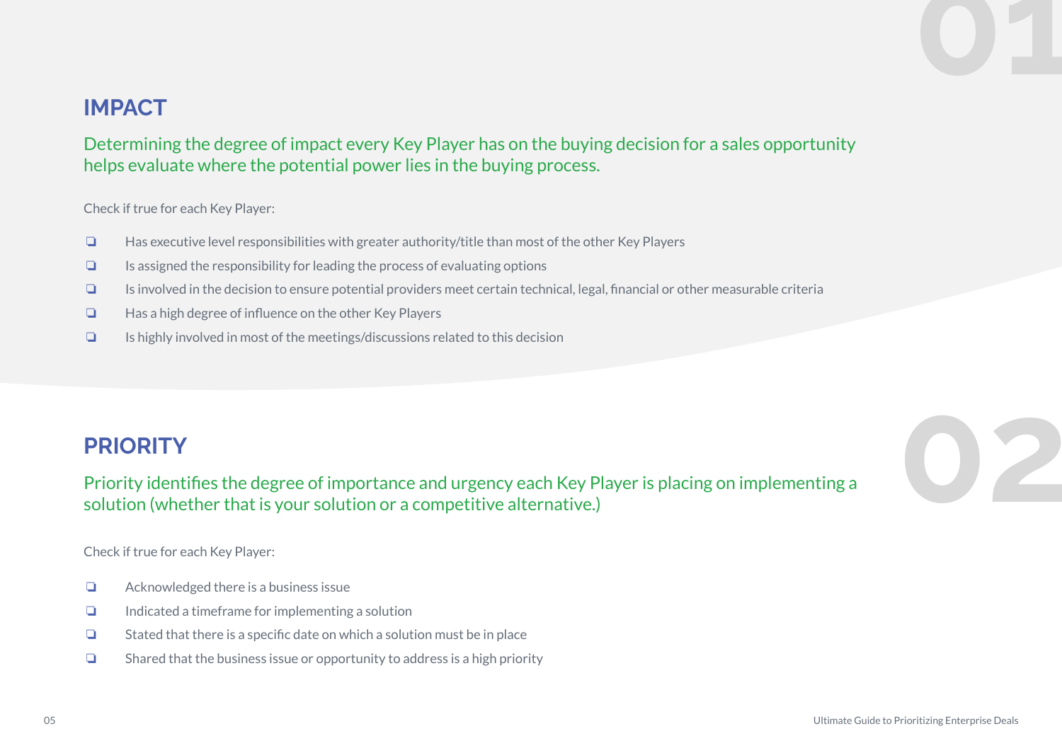## 01

## IMPACT

Determining the degree of impact every Key Player has on the buying decision for a sales opportunity helps evaluate where the potential power lies in the buying process.

Check if true for each Key Player:

- ❏ Has executive level responsibilities with greater authority/title than most of the other Key Players
- ❏ Is assigned the responsibility for leading the process of evaluating options
- ❏ Is involved in the decision to ensure potential providers meet certain technical, legal, financial or other measurable criteria
- ❏ Has a high degree of influence on the other Key Players
- ❏ Is highly involved in most of the meetings/discussions related to this decision

## 02

## PRIORITY

Priority identifies the degree of importance and urgency each Key Player is placing on implementing a solution (whether that is your solution or a competitive alternative.)

Check if true for each Key Player:

- ❏ Acknowledged there is a business issue
- ❏ Indicated a timeframe for implementing a solution
- ❏ Stated that there is a specific date on which a solution must be in place
- ❏ Shared that the business issue or opportunity to address is a high priority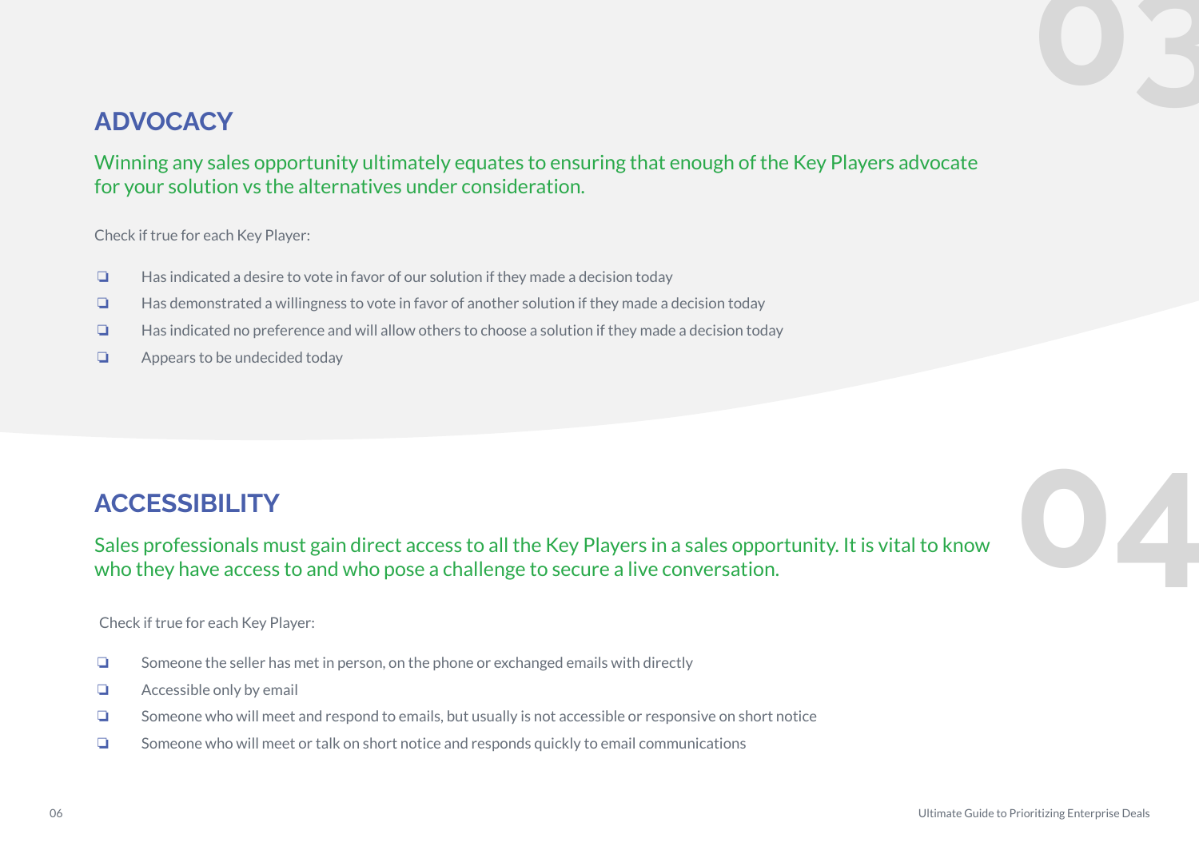## ADVOCACY

Winning any sales opportunity ultimately equates to ensuring that enough of the Key Players advocate for your solution vs the alternatives under consideration.

Check if true for each Key Player:

- ❏ Has indicated a desire to vote in favor of our solution if they made a decision today
- ❏ Has demonstrated a willingness to vote in favor of another solution if they made a decision today
- ❏ Has indicated no preference and will allow others to choose a solution if they made a decision today
- ❏ Appears to be undecided today

## ACCESSIBILITY

Sales professionals must gain direct access to all the Key Players in a sales opportunity. It is vital to know who they have access to and who pose a challenge to secure a live conversation.

Check if true for each Key Player:

- ❏ Someone the seller has met in person, on the phone or exchanged emails with directly
- ❏ Accessible only by email
- ❏ Someone who will meet and respond to emails, but usually is not accessible or responsive on short notice
- ❏ Someone who will meet or talk on short notice and responds quickly to email communications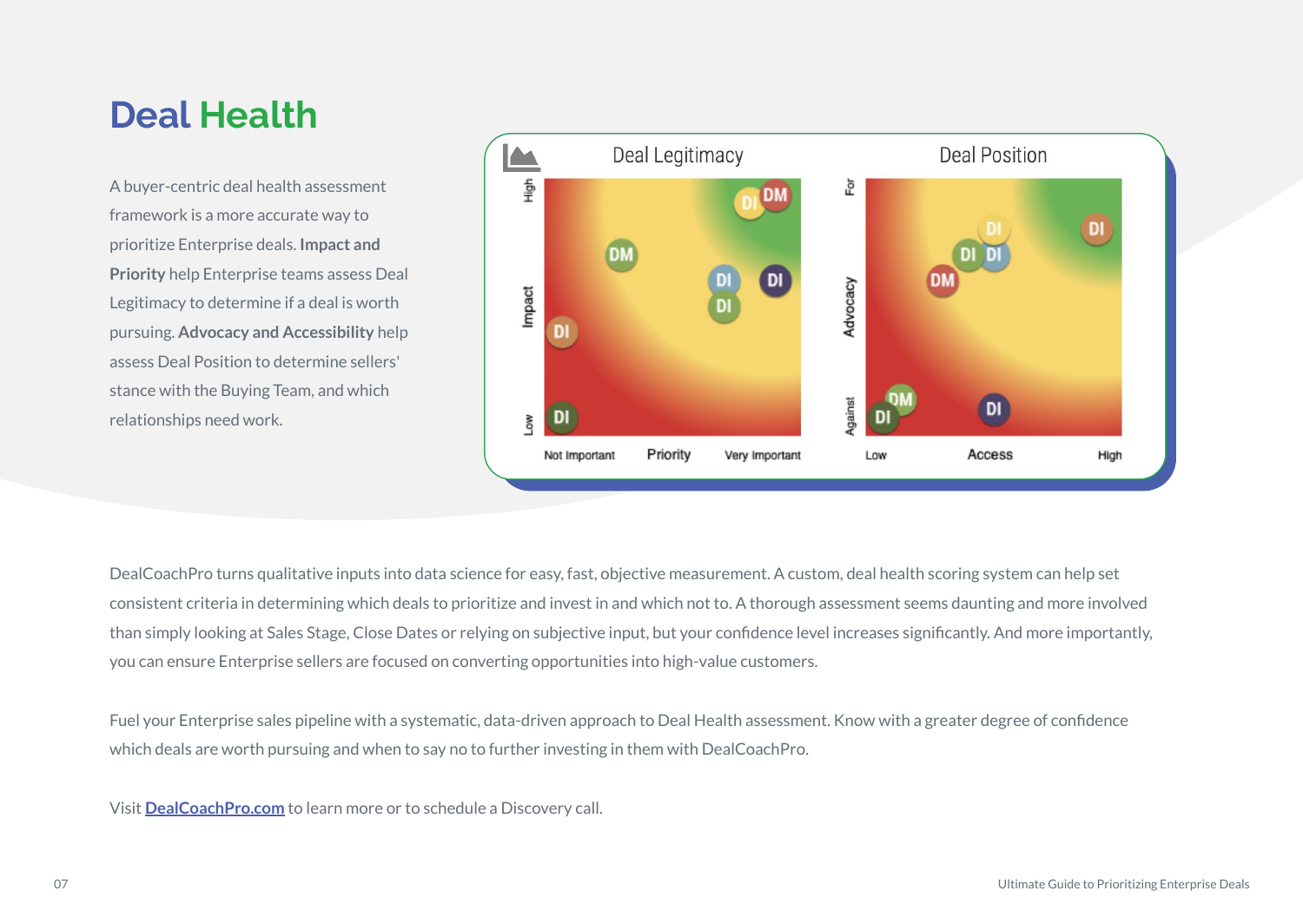# Deal Health

A buyer-centric deal health assessment framework is a more accurate way to prioritize Enterprise deals. **Impact and Priority** help Enterprise teams assess Deal Legitimacy to determine if a deal is worth pursuing. **Advocacy and Accessibility** help assess Deal Position to determine sellers' stance with the Buying Team, and which relationships need work.

DealCoachPro turns qualitative inputs into data science for easy, fast, objective measurement. A custom, deal health scoring system can help set consistent criteria in determining which deals to prioritize and invest in and which not to. A thorough assessment seems daunting and more involved than simply looking at Sales Stage, Close Dates or relying on subjective input, but your confidence level increases significantly. And more importantly, you can ensure Enterprise sellers are focused on converting opportunities into high-value customers.

Fuel your Enterprise sales pipeline with a systematic, data-driven approach to Deal Health assessment. Know with a greater degree of confidence which deals are worth pursuing and when to say no to further investing in them with DealCoachPro.

Visit [DealCoachPro.com](DealCoachPro.com) to learn more or to schedule a Discovery call.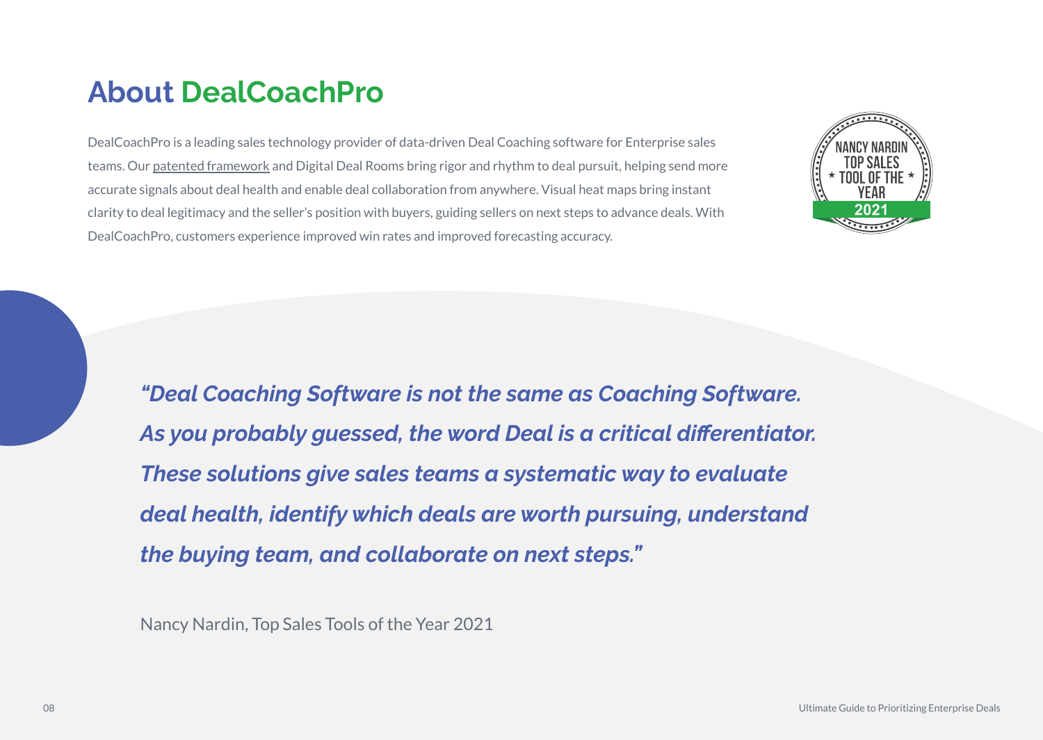# About DealCoachPro

DealCoachPro is a leading sales technology provider of data-driven Deal Coaching software for Enterprise sales teams. Our patented framework and Digital Deal Rooms bring rigor and rhythm to deal pursuit, helping send more accurate signals about deal health and enable deal collaboration from anywhere. Visual heat maps bring instant clarity to deal legitimacy and the seller's position with buyers, guiding sellers on next steps to advance deals. With DealCoachPro, customers experience improved win rates and improved forecasting accuracy.

***"Deal Coaching Software is not the same as Coaching Software. As you probably guessed, the word Deal is a critical differentiator. These solutions give sales teams a systematic way to evaluate deal health, identify which deals are worth pursuing, understand the buying team, and collaborate on next steps."***

Nancy Nardin, Top Sales Tools of the Year 2021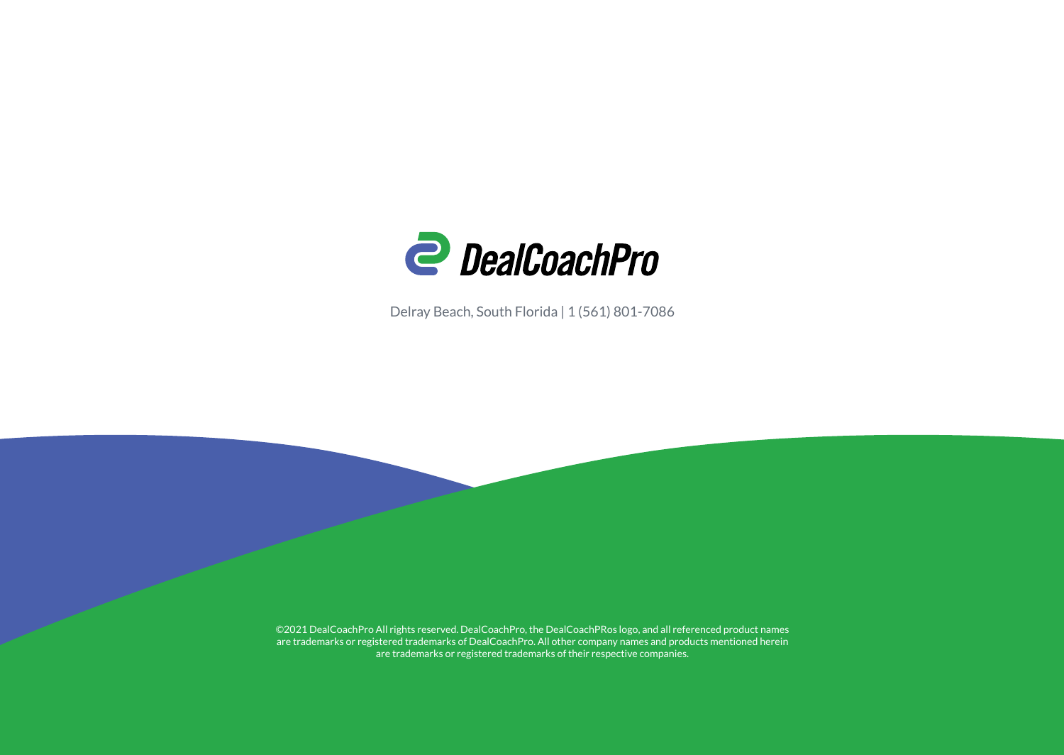DealCoachPro

Delray Beach, South Florida | 1 (561) 801-7086

©2021 DealCoachPro All rights reserved. DealCoachPro, the DealCoachPRos logo, and all referenced product names are trademarks or registered trademarks of DealCoachPro. All other company names and products mentioned herein are trademarks or registered trademarks of their respective companies.